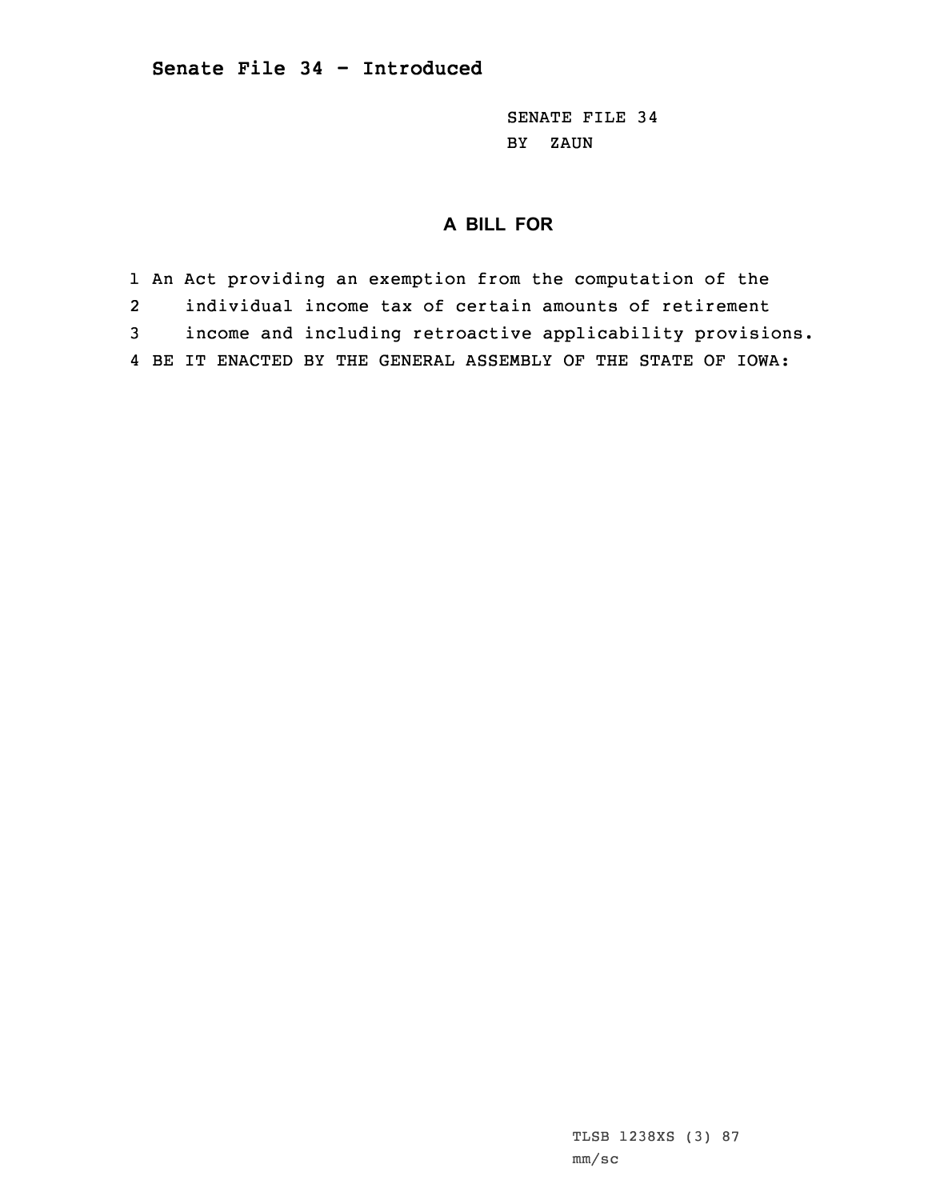**Senate File 34 - Introduced**

SENATE FILE 34
BY ZAUN

## A BILL FOR

1 An Act providing an exemption from the computation of the
2 individual income tax of certain amounts of retirement
3 income and including retroactive applicability provisions.
4 BE IT ENACTED BY THE GENERAL ASSEMBLY OF THE STATE OF IOWA:

TLSB 1238XS (3) 87
mm/sc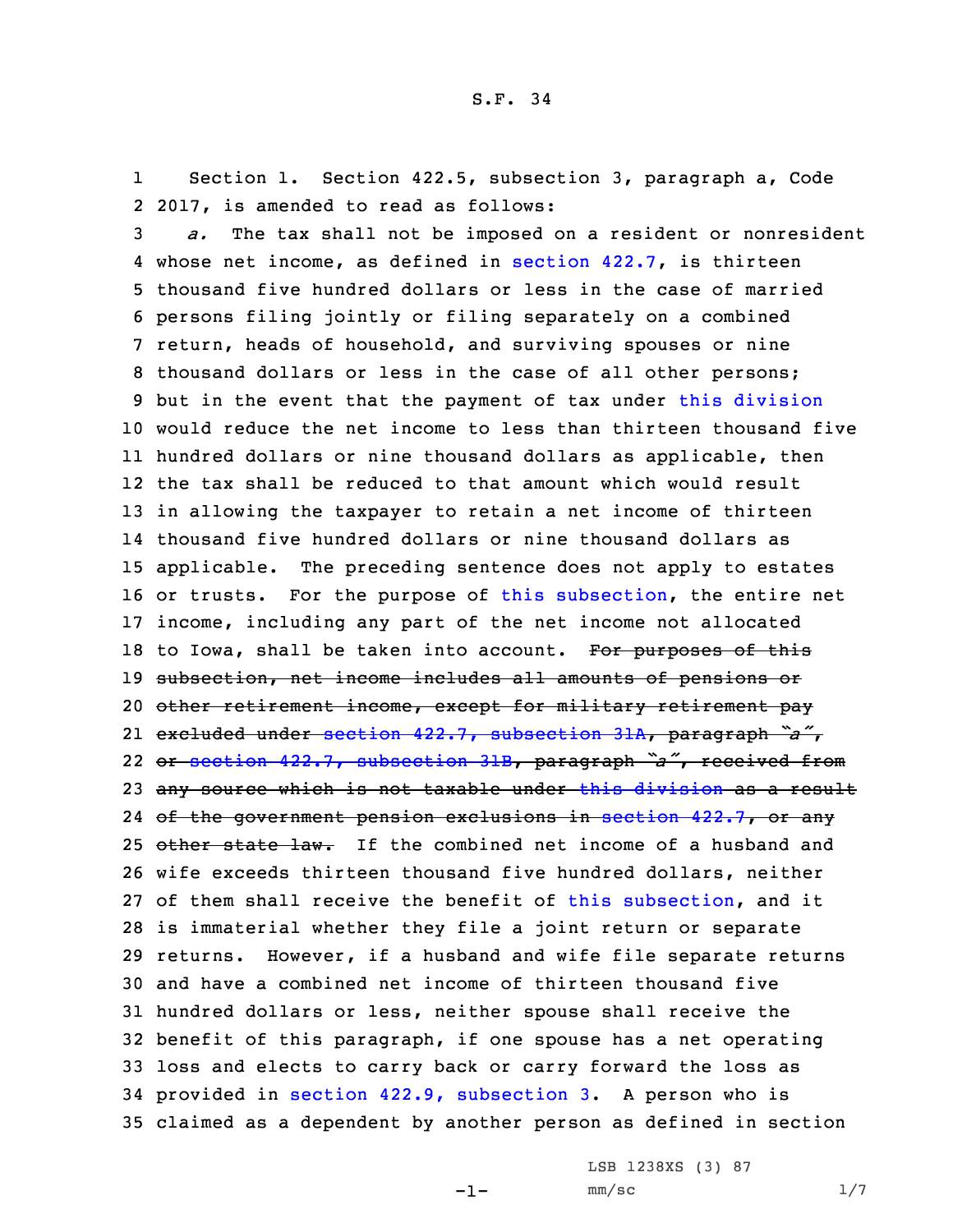S.F. 34

Section 1. Section 422.5, subsection 3, paragraph a, Code 2017, is amended to read as follows:

*a.* The tax shall not be imposed on a resident or nonresident whose net income, as defined in section 422.7, is thirteen thousand five hundred dollars or less in the case of married persons filing jointly or filing separately on a combined return, heads of household, and surviving spouses or nine thousand dollars or less in the case of all other persons; but in the event that the payment of tax under this division would reduce the net income to less than thirteen thousand five hundred dollars or nine thousand dollars as applicable, then the tax shall be reduced to that amount which would result in allowing the taxpayer to retain a net income of thirteen thousand five hundred dollars or nine thousand dollars as applicable. The preceding sentence does not apply to estates or trusts. For the purpose of this subsection, the entire net income, including any part of the net income not allocated to Iowa, shall be taken into account. ~~For purposes of this subsection, net income includes all amounts of pensions or other retirement income, except for military retirement pay excluded under section 422.7, subsection 31A, paragraph "a", or section 422.7, subsection 31B, paragraph "a", received from any source which is not taxable under this division as a result of the government pension exclusions in section 422.7, or any other state law.~~ If the combined net income of a husband and wife exceeds thirteen thousand five hundred dollars, neither of them shall receive the benefit of this subsection, and it is immaterial whether they file a joint return or separate returns. However, if a husband and wife file separate returns and have a combined net income of thirteen thousand five hundred dollars or less, neither spouse shall receive the benefit of this paragraph, if one spouse has a net operating loss and elects to carry back or carry forward the loss as provided in section 422.9, subsection 3. A person who is claimed as a dependent by another person as defined in section

LSB 1238XS (3) 87
mm/sc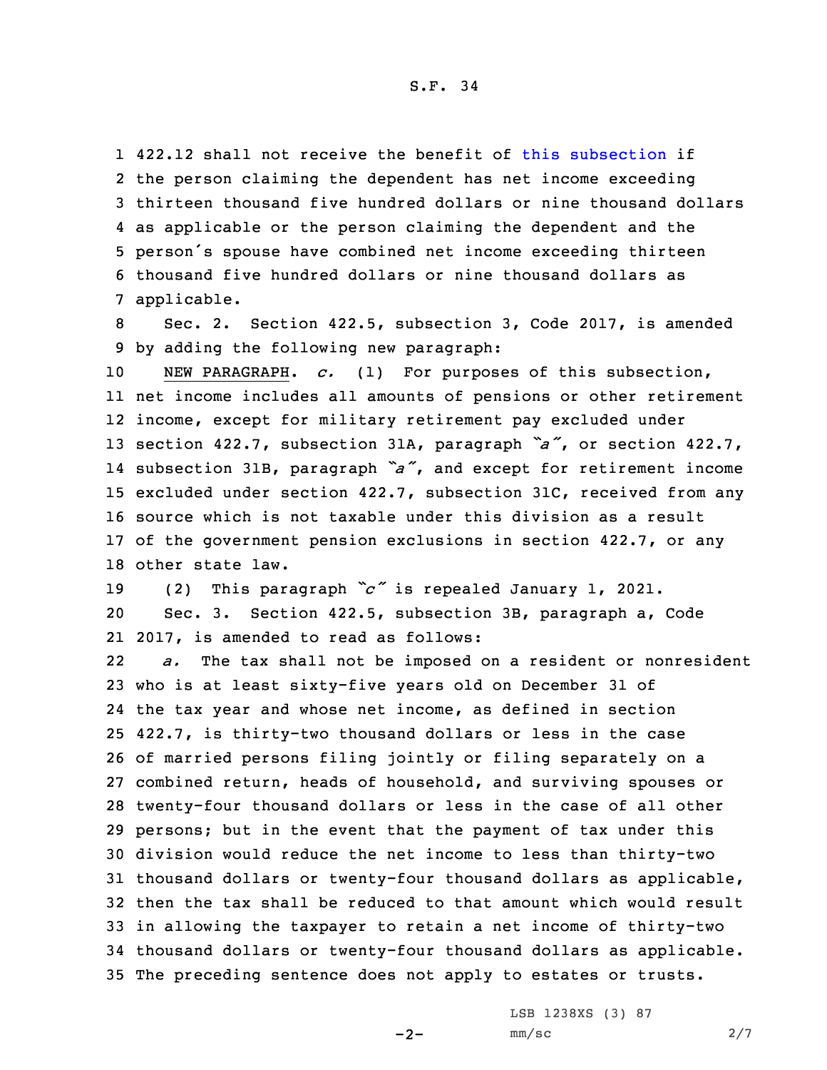422.12 shall not receive the benefit of this subsection if the person claiming the dependent has net income exceeding thirteen thousand five hundred dollars or nine thousand dollars as applicable or the person claiming the dependent and the person's spouse have combined net income exceeding thirteen thousand five hundred dollars or nine thousand dollars as applicable.

Sec. 2. Section 422.5, subsection 3, Code 2017, is amended by adding the following new paragraph:

NEW PARAGRAPH. *c.* (1) For purposes of this subsection, net income includes all amounts of pensions or other retirement income, except for military retirement pay excluded under section 422.7, subsection 31A, paragraph *"a"*, or section 422.7, subsection 31B, paragraph *"a"*, and except for retirement income excluded under section 422.7, subsection 31C, received from any source which is not taxable under this division as a result of the government pension exclusions in section 422.7, or any other state law.

(2) This paragraph *"c"* is repealed January 1, 2021.

Sec. 3. Section 422.5, subsection 3B, paragraph a, Code 2017, is amended to read as follows:

*a.* The tax shall not be imposed on a resident or nonresident who is at least sixty-five years old on December 31 of the tax year and whose net income, as defined in section 422.7, is thirty-two thousand dollars or less in the case of married persons filing jointly or filing separately on a combined return, heads of household, and surviving spouses or twenty-four thousand dollars or less in the case of all other persons; but in the event that the payment of tax under this division would reduce the net income to less than thirty-two thousand dollars or twenty-four thousand dollars as applicable, then the tax shall be reduced to that amount which would result in allowing the taxpayer to retain a net income of thirty-two thousand dollars or twenty-four thousand dollars as applicable. The preceding sentence does not apply to estates or trusts.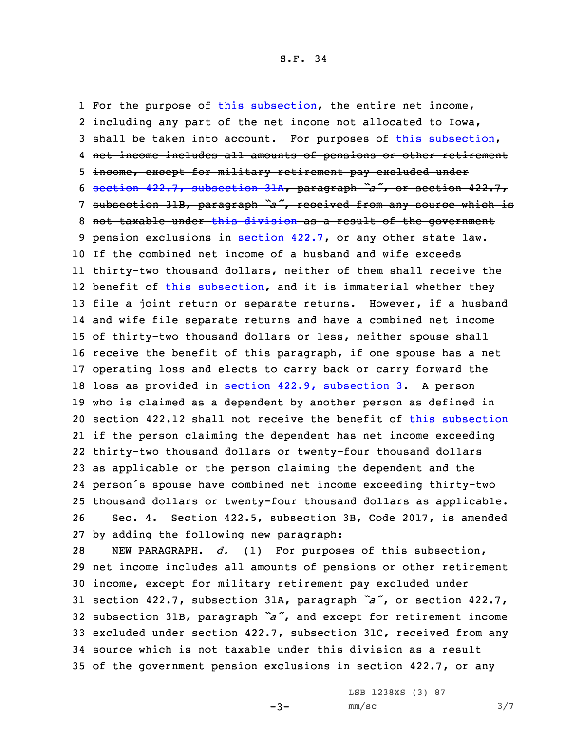For the purpose of this subsection, the entire net income, including any part of the net income not allocated to Iowa, shall be taken into account. ~~For purposes of this subsection, net income includes all amounts of pensions or other retirement income, except for military retirement pay excluded under section 422.7, subsection 31A, paragraph "a", or section 422.7, subsection 31B, paragraph "a", received from any source which is not taxable under this division as a result of the government pension exclusions in section 422.7, or any other state law.~~ If the combined net income of a husband and wife exceeds thirty-two thousand dollars, neither of them shall receive the benefit of this subsection, and it is immaterial whether they file a joint return or separate returns. However, if a husband and wife file separate returns and have a combined net income of thirty-two thousand dollars or less, neither spouse shall receive the benefit of this paragraph, if one spouse has a net operating loss and elects to carry back or carry forward the loss as provided in section 422.9, subsection 3. A person who is claimed as a dependent by another person as defined in section 422.12 shall not receive the benefit of this subsection if the person claiming the dependent has net income exceeding thirty-two thousand dollars or twenty-four thousand dollars as applicable or the person claiming the dependent and the person's spouse have combined net income exceeding thirty-two thousand dollars or twenty-four thousand dollars as applicable.

Sec. 4. Section 422.5, subsection 3B, Code 2017, is amended by adding the following new paragraph:

NEW PARAGRAPH. *d.* (1) For purposes of this subsection, net income includes all amounts of pensions or other retirement income, except for military retirement pay excluded under section 422.7, subsection 31A, paragraph "a", or section 422.7, subsection 31B, paragraph "a", and except for retirement income excluded under section 422.7, subsection 31C, received from any source which is not taxable under this division as a result of the government pension exclusions in section 422.7, or any

LSB 1238XS (3) 87
mm/sc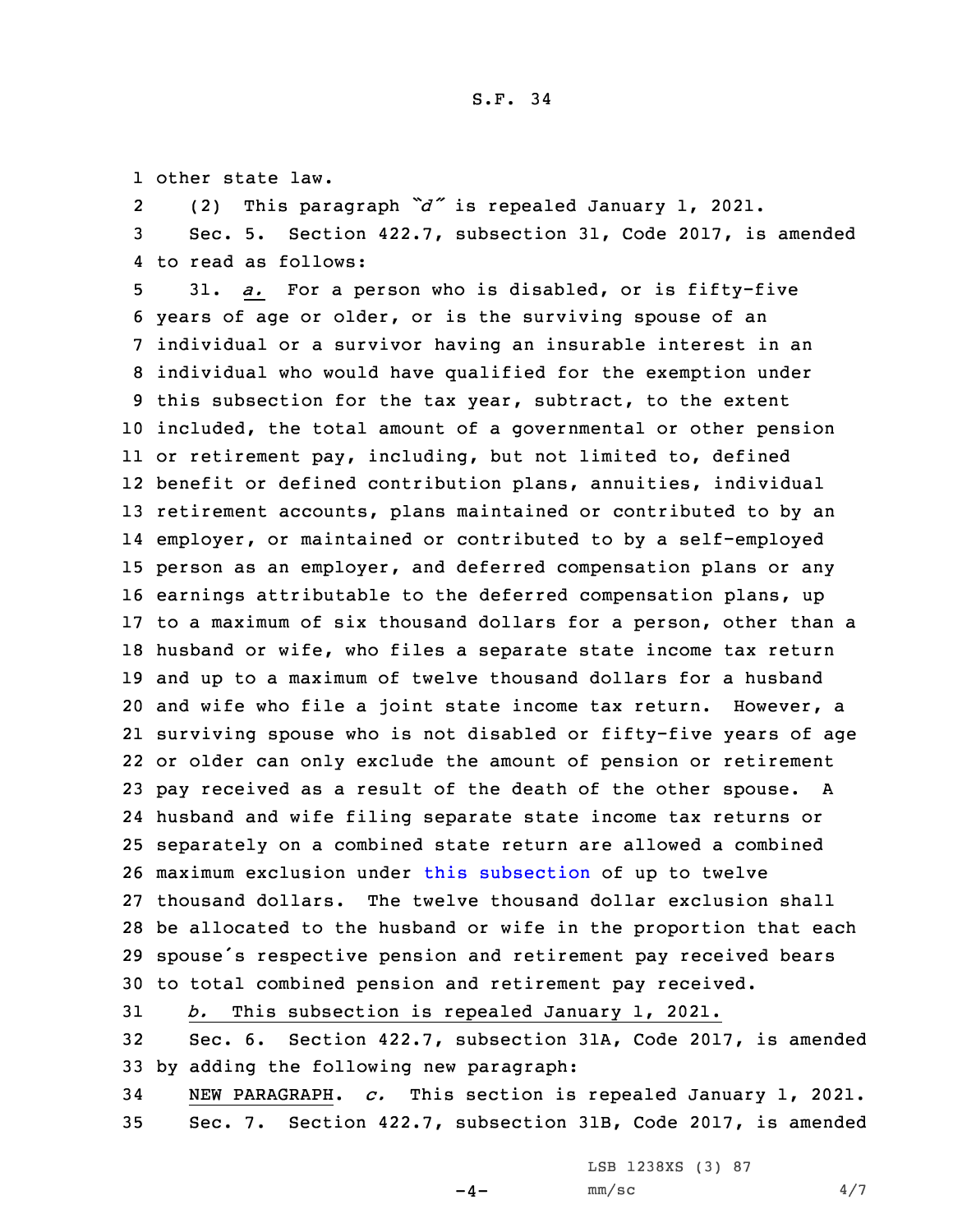other state law.

(2) This paragraph *"d"* is repealed January 1, 2021.

Sec. 5. Section 422.7, subsection 31, Code 2017, is amended to read as follows:

31. *a.* For a person who is disabled, or is fifty-five years of age or older, or is the surviving spouse of an individual or a survivor having an insurable interest in an individual who would have qualified for the exemption under this subsection for the tax year, subtract, to the extent included, the total amount of a governmental or other pension or retirement pay, including, but not limited to, defined benefit or defined contribution plans, annuities, individual retirement accounts, plans maintained or contributed to by an employer, or maintained or contributed to by a self-employed person as an employer, and deferred compensation plans or any earnings attributable to the deferred compensation plans, up to a maximum of six thousand dollars for a person, other than a husband or wife, who files a separate state income tax return and up to a maximum of twelve thousand dollars for a husband and wife who file a joint state income tax return. However, a surviving spouse who is not disabled or fifty-five years of age or older can only exclude the amount of pension or retirement pay received as a result of the death of the other spouse. A husband and wife filing separate state income tax returns or separately on a combined state return are allowed a combined maximum exclusion under this subsection of up to twelve thousand dollars. The twelve thousand dollar exclusion shall be allocated to the husband or wife in the proportion that each spouse's respective pension and retirement pay received bears to total combined pension and retirement pay received.

*b.* This subsection is repealed January 1, 2021.

Sec. 6. Section 422.7, subsection 31A, Code 2017, is amended by adding the following new paragraph:

NEW PARAGRAPH. *c.* This section is repealed January 1, 2021.

Sec. 7. Section 422.7, subsection 31B, Code 2017, is amended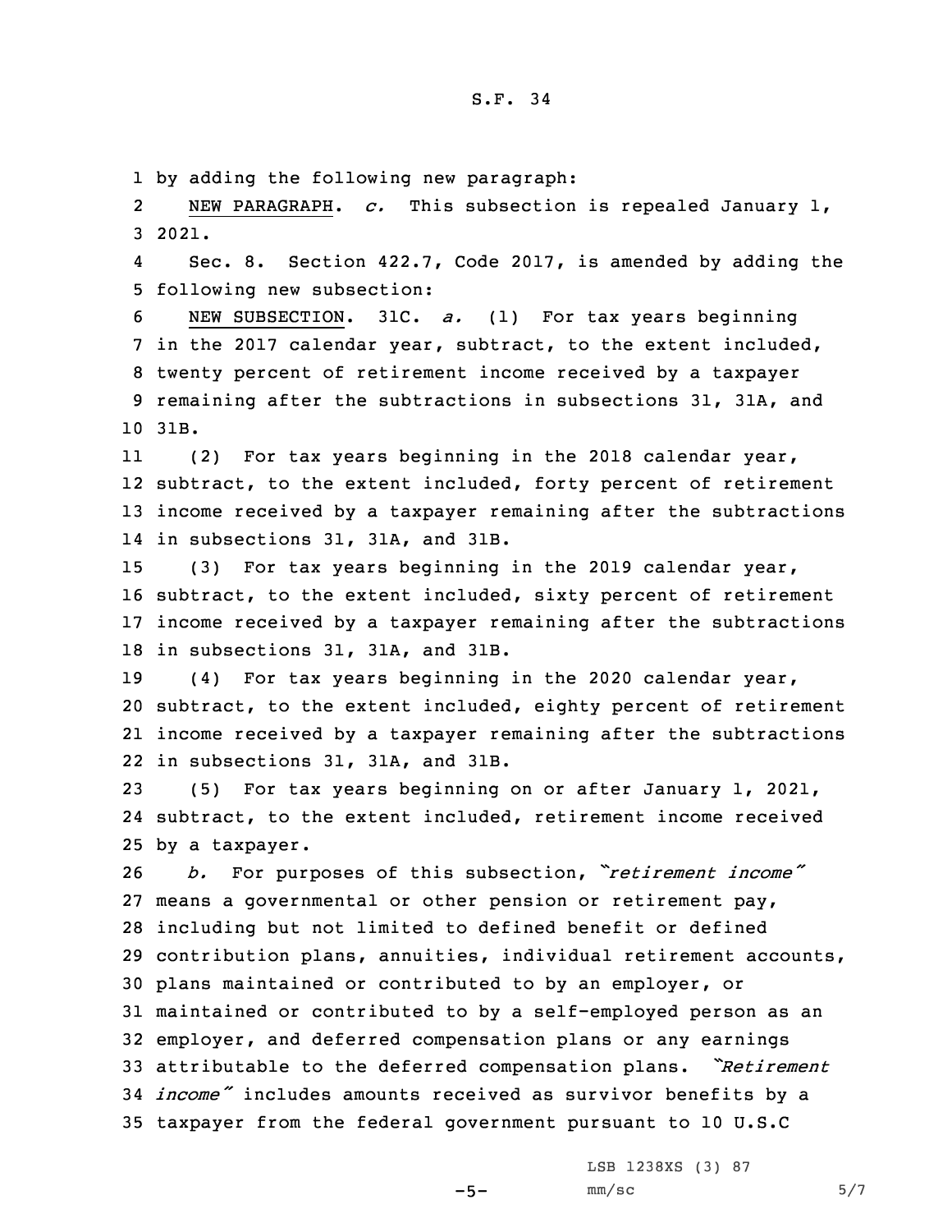by adding the following new paragraph:

NEW PARAGRAPH. *c.* This subsection is repealed January 1, 2021.

Sec. 8. Section 422.7, Code 2017, is amended by adding the following new subsection:

NEW SUBSECTION. 31C. *a.* (1) For tax years beginning in the 2017 calendar year, subtract, to the extent included, twenty percent of retirement income received by a taxpayer remaining after the subtractions in subsections 31, 31A, and 31B.

(2) For tax years beginning in the 2018 calendar year, subtract, to the extent included, forty percent of retirement income received by a taxpayer remaining after the subtractions in subsections 31, 31A, and 31B.

(3) For tax years beginning in the 2019 calendar year, subtract, to the extent included, sixty percent of retirement income received by a taxpayer remaining after the subtractions in subsections 31, 31A, and 31B.

(4) For tax years beginning in the 2020 calendar year, subtract, to the extent included, eighty percent of retirement income received by a taxpayer remaining after the subtractions in subsections 31, 31A, and 31B.

(5) For tax years beginning on or after January 1, 2021, subtract, to the extent included, retirement income received by a taxpayer.

*b.* For purposes of this subsection, *"retirement income"* means a governmental or other pension or retirement pay, including but not limited to defined benefit or defined contribution plans, annuities, individual retirement accounts, plans maintained or contributed to by an employer, or maintained or contributed to by a self-employed person as an employer, and deferred compensation plans or any earnings attributable to the deferred compensation plans. *"Retirement income"* includes amounts received as survivor benefits by a taxpayer from the federal government pursuant to 10 U.S.C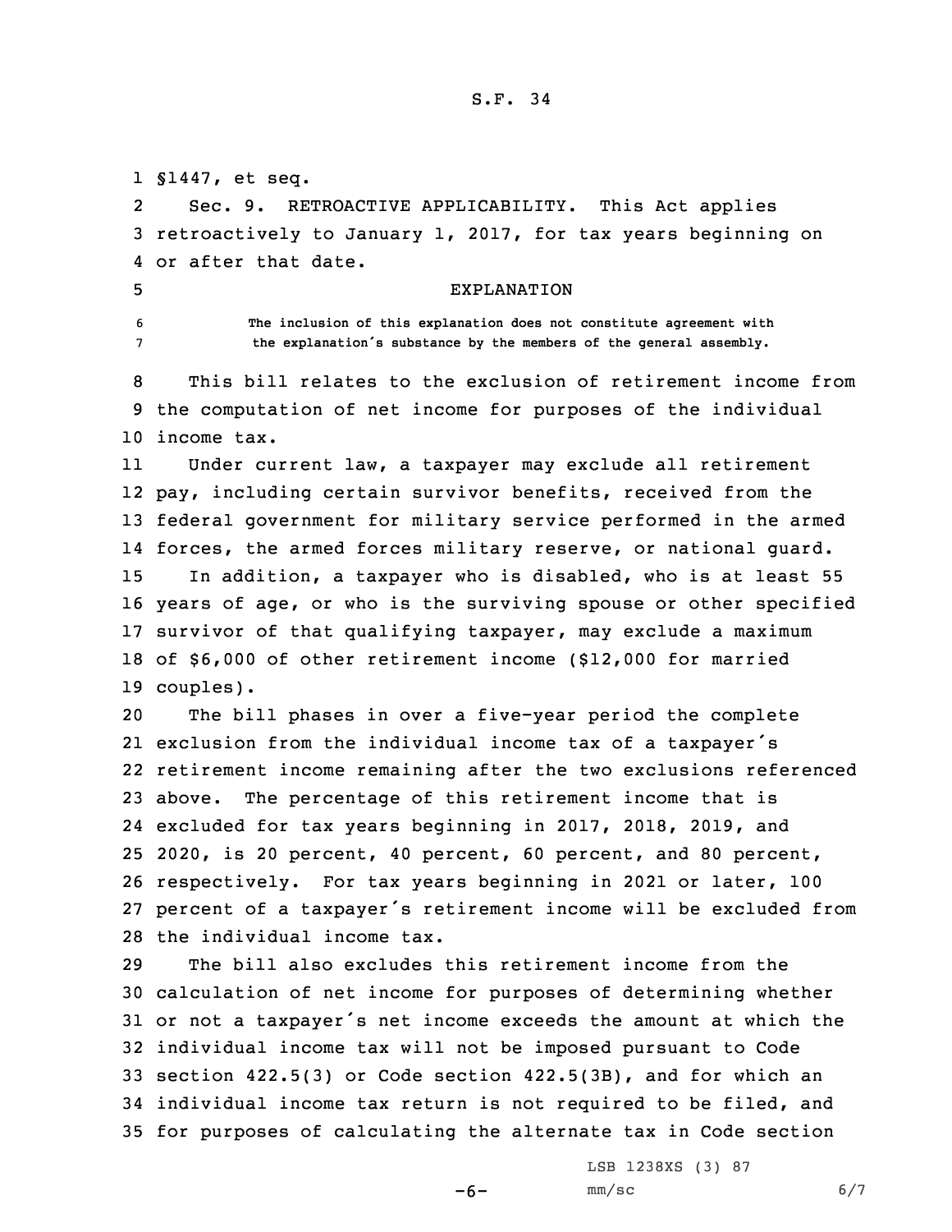§1447, et seq.

Sec. 9. RETROACTIVE APPLICABILITY. This Act applies retroactively to January 1, 2017, for tax years beginning on or after that date.

EXPLANATION

The inclusion of this explanation does not constitute agreement with the explanation's substance by the members of the general assembly.

This bill relates to the exclusion of retirement income from the computation of net income for purposes of the individual income tax.

Under current law, a taxpayer may exclude all retirement pay, including certain survivor benefits, received from the federal government for military service performed in the armed forces, the armed forces military reserve, or national guard. In addition, a taxpayer who is disabled, who is at least 55 years of age, or who is the surviving spouse or other specified survivor of that qualifying taxpayer, may exclude a maximum of $6,000 of other retirement income ($12,000 for married couples).

The bill phases in over a five-year period the complete exclusion from the individual income tax of a taxpayer's retirement income remaining after the two exclusions referenced above. The percentage of this retirement income that is excluded for tax years beginning in 2017, 2018, 2019, and 2020, is 20 percent, 40 percent, 60 percent, and 80 percent, respectively. For tax years beginning in 2021 or later, 100 percent of a taxpayer's retirement income will be excluded from the individual income tax.

The bill also excludes this retirement income from the calculation of net income for purposes of determining whether or not a taxpayer's net income exceeds the amount at which the individual income tax will not be imposed pursuant to Code section 422.5(3) or Code section 422.5(3B), and for which an individual income tax return is not required to be filed, and for purposes of calculating the alternate tax in Code section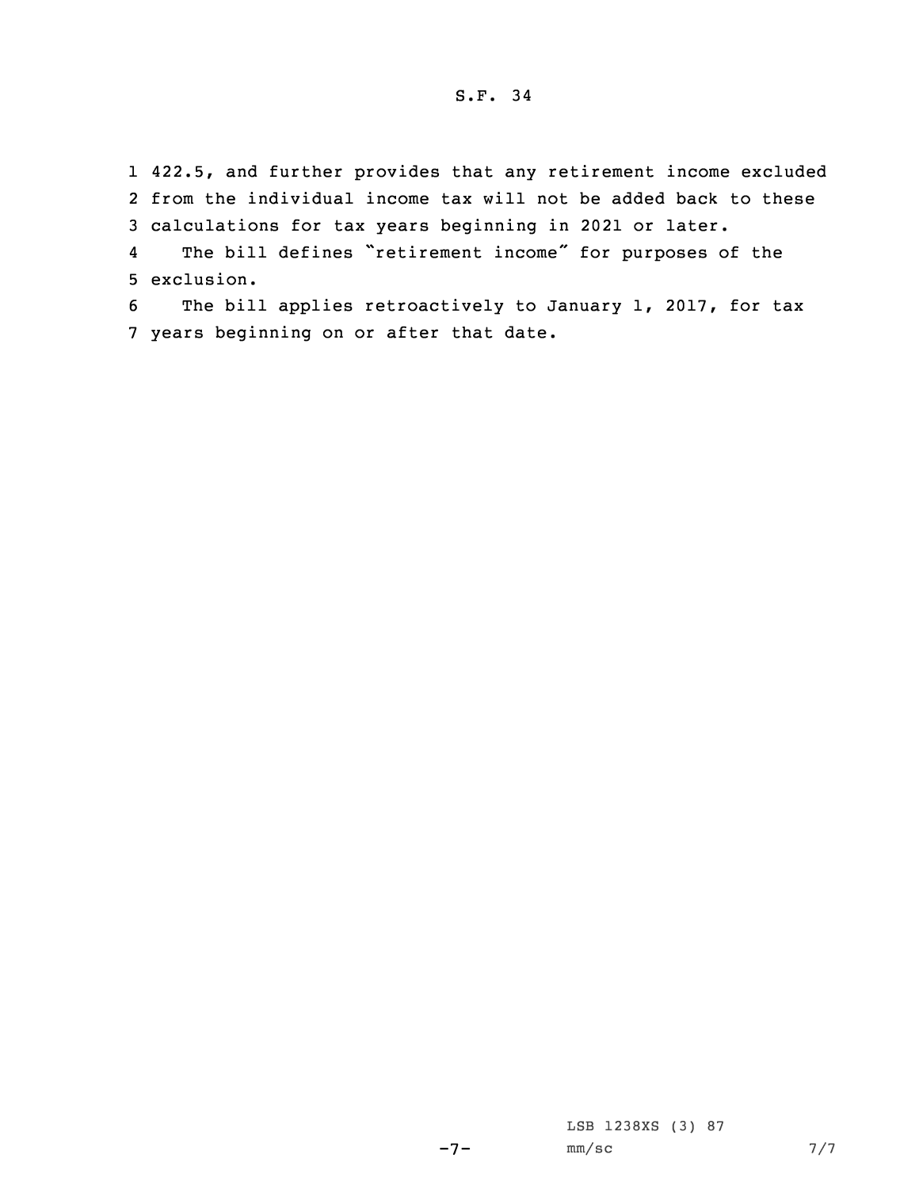422.5, and further provides that any retirement income excluded from the individual income tax will not be added back to these calculations for tax years beginning in 2021 or later.

The bill defines "retirement income" for purposes of the exclusion.

The bill applies retroactively to January 1, 2017, for tax years beginning on or after that date.